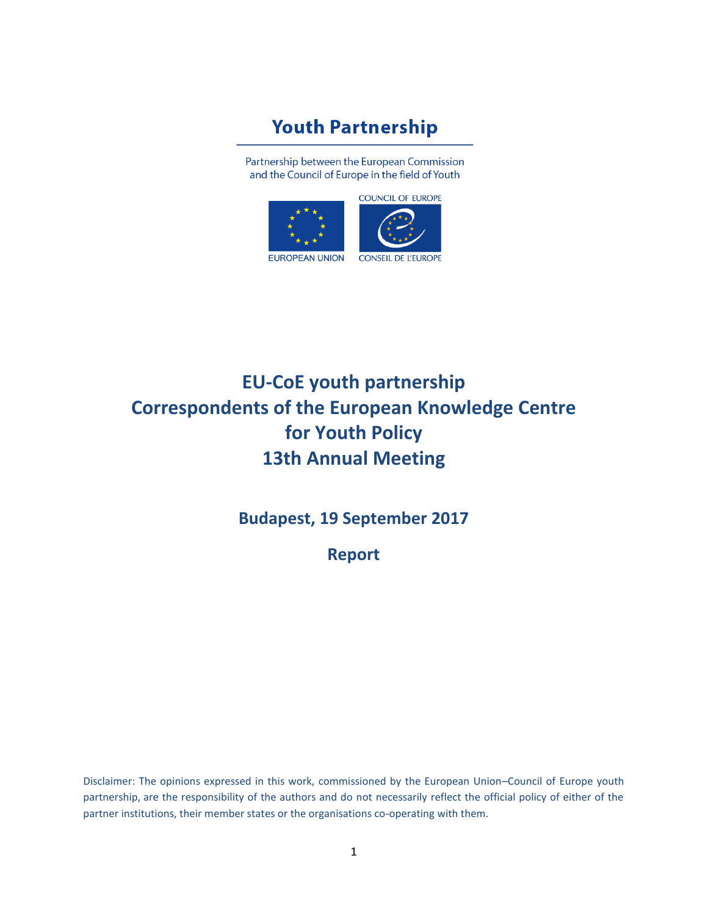**Youth Partnership**

Partnership between the European Commission and the Council of Europe in the field of Youth

EUROPEAN UNION

COUNCIL OF EUROPE

CONSEIL DE L'EUROPE

# EU-CoE youth partnership
# Correspondents of the European Knowledge Centre for Youth Policy
# 13th Annual Meeting

## Budapest, 19 September 2017

## Report

Disclaimer: The opinions expressed in this work, commissioned by the European Union–Council of Europe youth partnership, are the responsibility of the authors and do not necessarily reflect the official policy of either of the partner institutions, their member states or the organisations co-operating with them.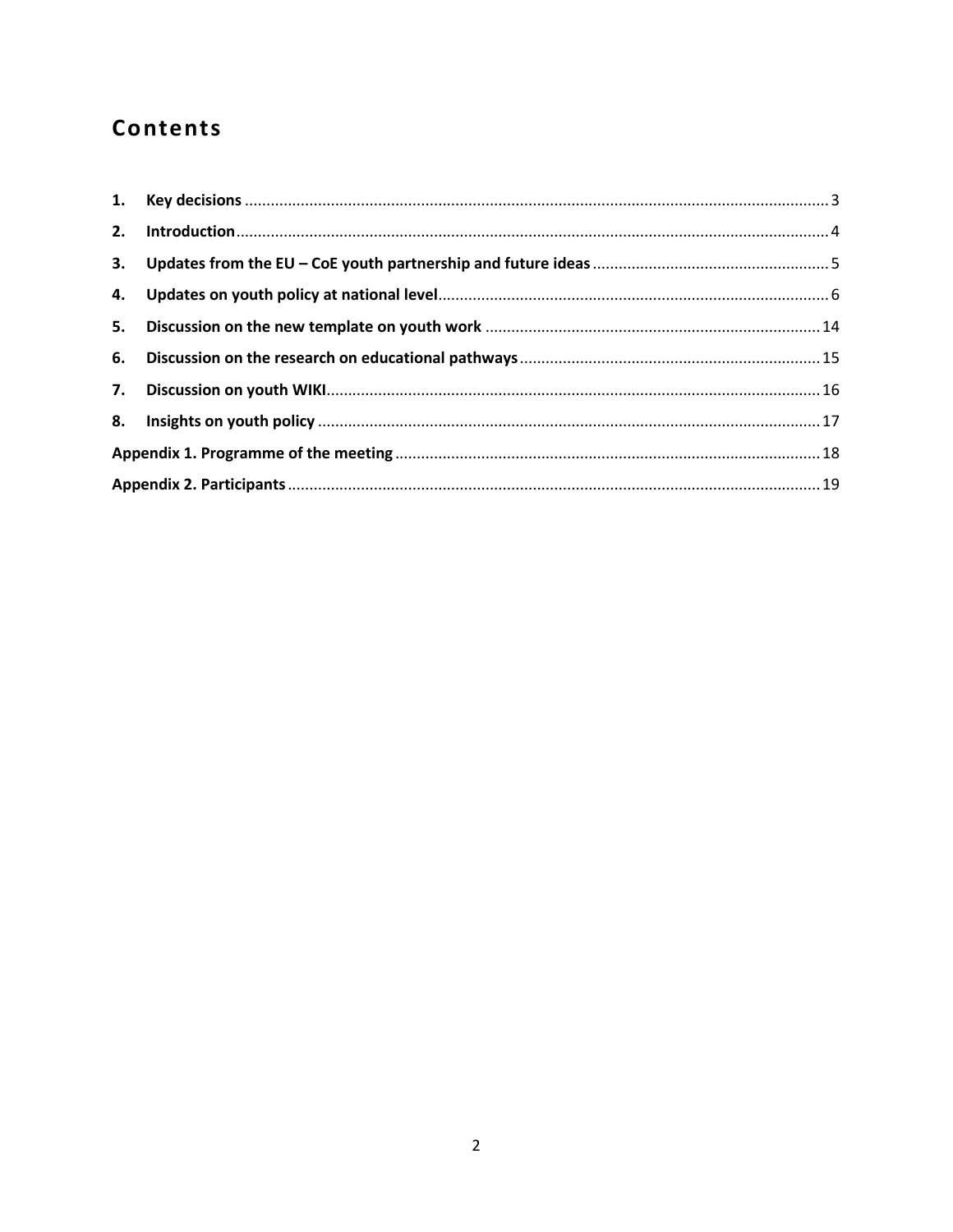# Contents

1. **Key decisions** ........................................................................................................................ 3
2. **Introduction** ........................................................................................................................ 4
3. **Updates from the EU – CoE youth partnership and future ideas** ........................................ 5
4. **Updates on youth policy at national level** ........................................................................ 6
5. **Discussion on the new template on youth work** ............................................................... 14
6. **Discussion on the research on educational pathways** ....................................................... 15
7. **Discussion on youth WIKI** .................................................................................................. 16
8. **Insights on youth policy** ..................................................................................................... 17

**Appendix 1. Programme of the meeting** .................................................................................. 18

**Appendix 2. Participants** .......................................................................................................... 19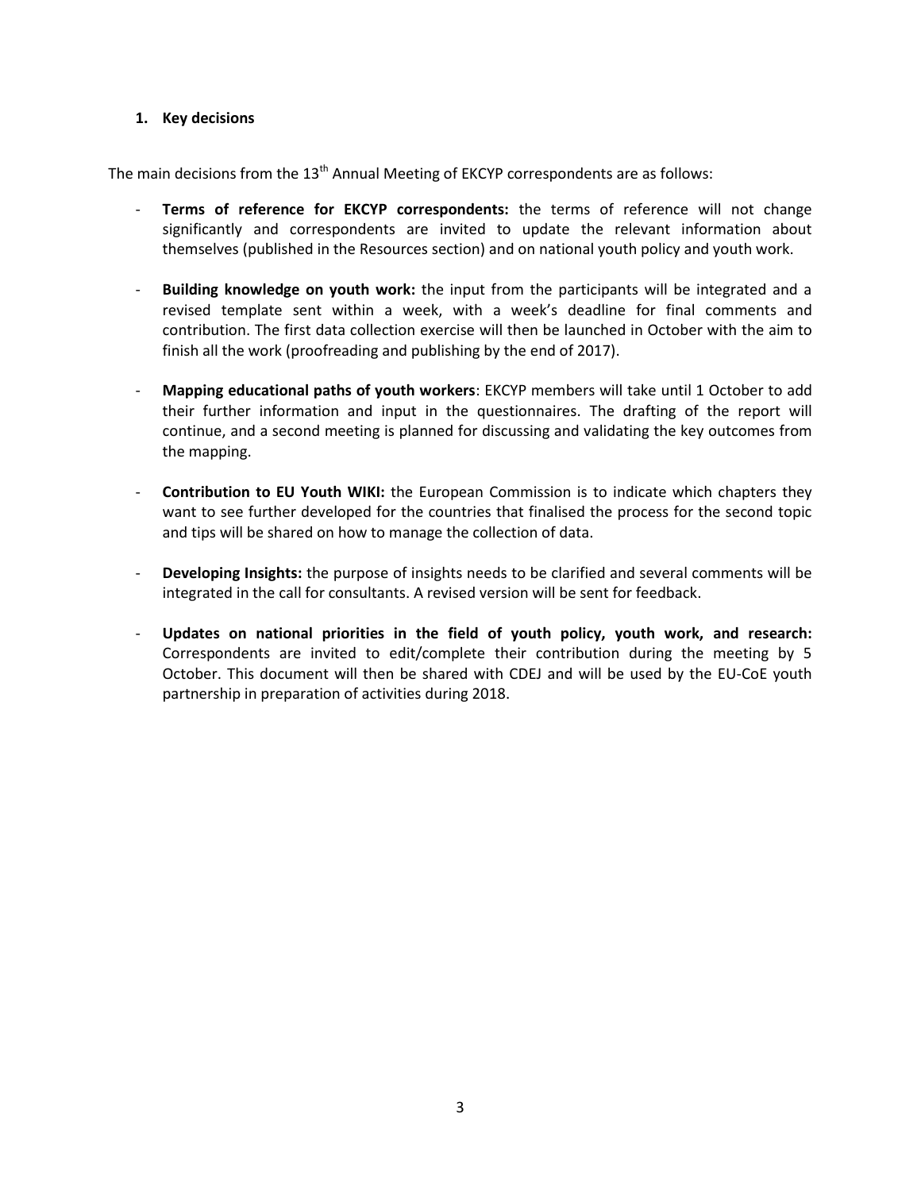## 1. Key decisions

The main decisions from the 13th Annual Meeting of EKCYP correspondents are as follows:

- **Terms of reference for EKCYP correspondents:** the terms of reference will not change significantly and correspondents are invited to update the relevant information about themselves (published in the Resources section) and on national youth policy and youth work.

- **Building knowledge on youth work:** the input from the participants will be integrated and a revised template sent within a week, with a week's deadline for final comments and contribution. The first data collection exercise will then be launched in October with the aim to finish all the work (proofreading and publishing by the end of 2017).

- **Mapping educational paths of youth workers**: EKCYP members will take until 1 October to add their further information and input in the questionnaires. The drafting of the report will continue, and a second meeting is planned for discussing and validating the key outcomes from the mapping.

- **Contribution to EU Youth WIKI:** the European Commission is to indicate which chapters they want to see further developed for the countries that finalised the process for the second topic and tips will be shared on how to manage the collection of data.

- **Developing Insights:** the purpose of insights needs to be clarified and several comments will be integrated in the call for consultants. A revised version will be sent for feedback.

- **Updates on national priorities in the field of youth policy, youth work, and research:** Correspondents are invited to edit/complete their contribution during the meeting by 5 October. This document will then be shared with CDEJ and will be used by the EU-CoE youth partnership in preparation of activities during 2018.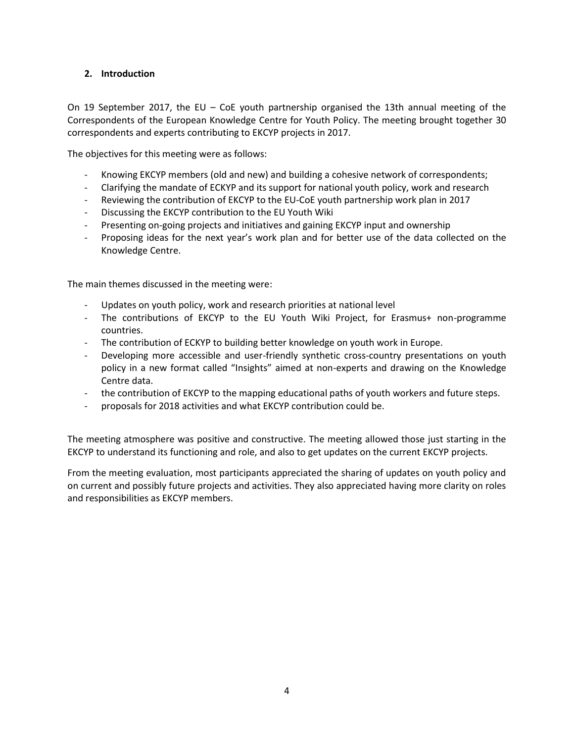## 2. Introduction

On 19 September 2017, the EU – CoE youth partnership organised the 13th annual meeting of the Correspondents of the European Knowledge Centre for Youth Policy. The meeting brought together 30 correspondents and experts contributing to EKCYP projects in 2017.

The objectives for this meeting were as follows:

- Knowing EKCYP members (old and new) and building a cohesive network of correspondents;
- Clarifying the mandate of ECKYP and its support for national youth policy, work and research
- Reviewing the contribution of EKCYP to the EU-CoE youth partnership work plan in 2017
- Discussing the EKCYP contribution to the EU Youth Wiki
- Presenting on-going projects and initiatives and gaining EKCYP input and ownership
- Proposing ideas for the next year's work plan and for better use of the data collected on the Knowledge Centre.

The main themes discussed in the meeting were:

- Updates on youth policy, work and research priorities at national level
- The contributions of EKCYP to the EU Youth Wiki Project, for Erasmus+ non-programme countries.
- The contribution of ECKYP to building better knowledge on youth work in Europe.
- Developing more accessible and user-friendly synthetic cross-country presentations on youth policy in a new format called "Insights" aimed at non-experts and drawing on the Knowledge Centre data.
- the contribution of EKCYP to the mapping educational paths of youth workers and future steps.
- proposals for 2018 activities and what EKCYP contribution could be.

The meeting atmosphere was positive and constructive. The meeting allowed those just starting in the EKCYP to understand its functioning and role, and also to get updates on the current EKCYP projects.

From the meeting evaluation, most participants appreciated the sharing of updates on youth policy and on current and possibly future projects and activities. They also appreciated having more clarity on roles and responsibilities as EKCYP members.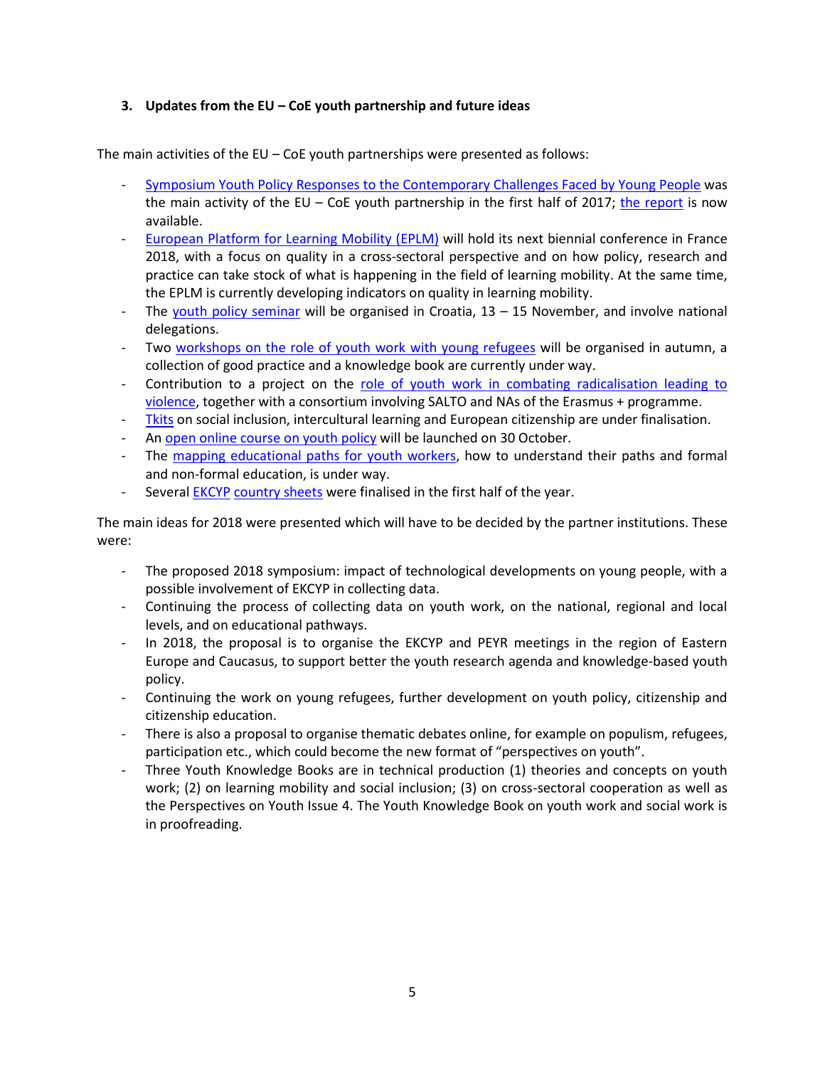## 3. Updates from the EU – CoE youth partnership and future ideas

The main activities of the EU – CoE youth partnerships were presented as follows:

- Symposium Youth Policy Responses to the Contemporary Challenges Faced by Young People was the main activity of the EU – CoE youth partnership in the first half of 2017; the report is now available.
- European Platform for Learning Mobility (EPLM) will hold its next biennial conference in France 2018, with a focus on quality in a cross-sectoral perspective and on how policy, research and practice can take stock of what is happening in the field of learning mobility. At the same time, the EPLM is currently developing indicators on quality in learning mobility.
- The youth policy seminar will be organised in Croatia, 13 – 15 November, and involve national delegations.
- Two workshops on the role of youth work with young refugees will be organised in autumn, a collection of good practice and a knowledge book are currently under way.
- Contribution to a project on the role of youth work in combating radicalisation leading to violence, together with a consortium involving SALTO and NAs of the Erasmus + programme.
- Tkits on social inclusion, intercultural learning and European citizenship are under finalisation.
- An open online course on youth policy will be launched on 30 October.
- The mapping educational paths for youth workers, how to understand their paths and formal and non-formal education, is under way.
- Several EKCYP country sheets were finalised in the first half of the year.

The main ideas for 2018 were presented which will have to be decided by the partner institutions. These were:

- The proposed 2018 symposium: impact of technological developments on young people, with a possible involvement of EKCYP in collecting data.
- Continuing the process of collecting data on youth work, on the national, regional and local levels, and on educational pathways.
- In 2018, the proposal is to organise the EKCYP and PEYR meetings in the region of Eastern Europe and Caucasus, to support better the youth research agenda and knowledge-based youth policy.
- Continuing the work on young refugees, further development on youth policy, citizenship and citizenship education.
- There is also a proposal to organise thematic debates online, for example on populism, refugees, participation etc., which could become the new format of "perspectives on youth".
- Three Youth Knowledge Books are in technical production (1) theories and concepts on youth work; (2) on learning mobility and social inclusion; (3) on cross-sectoral cooperation as well as the Perspectives on Youth Issue 4. The Youth Knowledge Book on youth work and social work is in proofreading.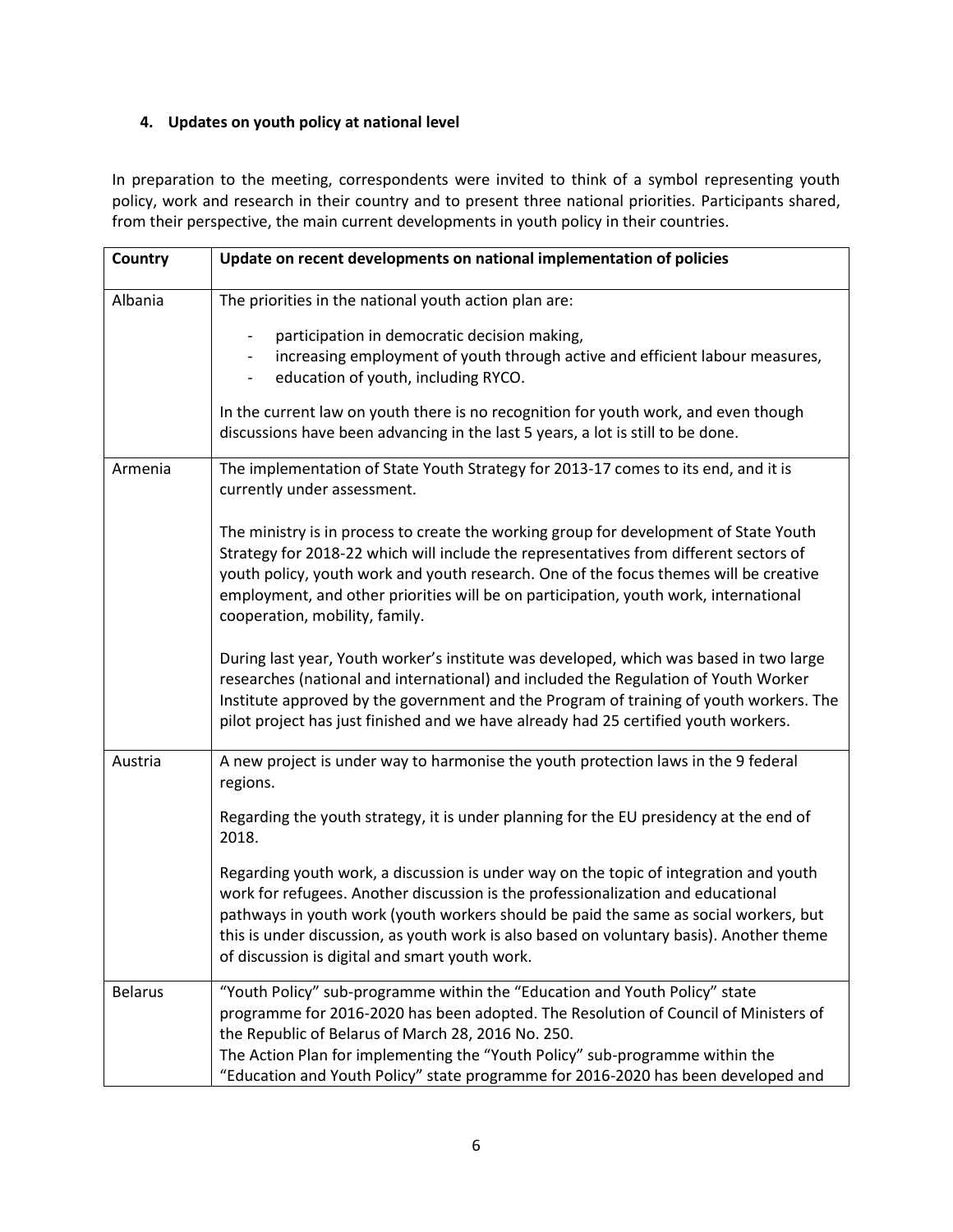## 4. Updates on youth policy at national level

In preparation to the meeting, correspondents were invited to think of a symbol representing youth policy, work and research in their country and to present three national priorities. Participants shared, from their perspective, the main current developments in youth policy in their countries.

| Country | Update on recent developments on national implementation of policies |
|---|---|
| Albania | The priorities in the national youth action plan are:<br>- participation in democratic decision making,<br>- increasing employment of youth through active and efficient labour measures,<br>- education of youth, including RYCO.<br><br>In the current law on youth there is no recognition for youth work, and even though discussions have been advancing in the last 5 years, a lot is still to be done. |
| Armenia | The implementation of State Youth Strategy for 2013-17 comes to its end, and it is currently under assessment.<br><br>The ministry is in process to create the working group for development of State Youth Strategy for 2018-22 which will include the representatives from different sectors of youth policy, youth work and youth research. One of the focus themes will be creative employment, and other priorities will be on participation, youth work, international cooperation, mobility, family.<br><br>During last year, Youth worker's institute was developed, which was based in two large researches (national and international) and included the Regulation of Youth Worker Institute approved by the government and the Program of training of youth workers. The pilot project has just finished and we have already had 25 certified youth workers. |
| Austria | A new project is under way to harmonise the youth protection laws in the 9 federal regions.<br><br>Regarding the youth strategy, it is under planning for the EU presidency at the end of 2018.<br><br>Regarding youth work, a discussion is under way on the topic of integration and youth work for refugees. Another discussion is the professionalization and educational pathways in youth work (youth workers should be paid the same as social workers, but this is under discussion, as youth work is also based on voluntary basis). Another theme of discussion is digital and smart youth work. |
| Belarus | "Youth Policy" sub-programme within the "Education and Youth Policy" state programme for 2016-2020 has been adopted. The Resolution of Council of Ministers of the Republic of Belarus of March 28, 2016 No. 250.<br>The Action Plan for implementing the "Youth Policy" sub-programme within the "Education and Youth Policy" state programme for 2016-2020 has been developed and |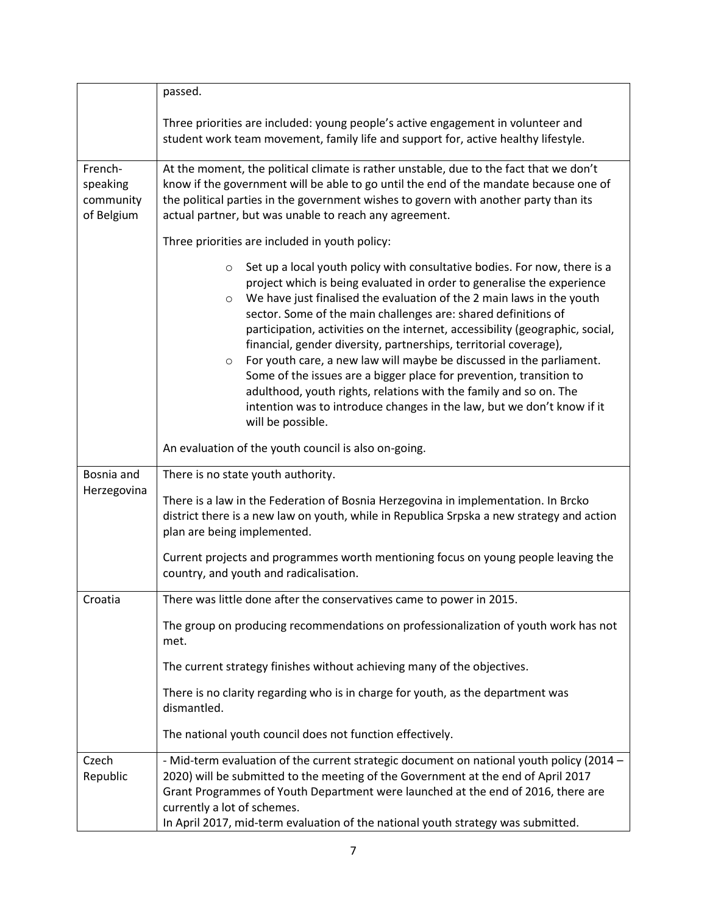| | |
|---|---|
| | passed.<br><br>Three priorities are included: young people's active engagement in volunteer and student work team movement, family life and support for, active healthy lifestyle. |
| French-speaking community of Belgium | At the moment, the political climate is rather unstable, due to the fact that we don't know if the government will be able to go until the end of the mandate because one of the political parties in the government wishes to govern with another party than its actual partner, but was unable to reach any agreement.<br><br>Three priorities are included in youth policy:<br><br>◦ Set up a local youth policy with consultative bodies. For now, there is a project which is being evaluated in order to generalise the experience<br>◦ We have just finalised the evaluation of the 2 main laws in the youth sector. Some of the main challenges are: shared definitions of participation, activities on the internet, accessibility (geographic, social, financial, gender diversity, partnerships, territorial coverage),<br>◦ For youth care, a new law will maybe be discussed in the parliament. Some of the issues are a bigger place for prevention, transition to adulthood, youth rights, relations with the family and so on. The intention was to introduce changes in the law, but we don't know if it will be possible.<br><br>An evaluation of the youth council is also on-going. |
| Bosnia and Herzegovina | There is no state youth authority.<br><br>There is a law in the Federation of Bosnia Herzegovina in implementation. In Brcko district there is a new law on youth, while in Republica Srpska a new strategy and action plan are being implemented.<br><br>Current projects and programmes worth mentioning focus on young people leaving the country, and youth and radicalisation. |
| Croatia | There was little done after the conservatives came to power in 2015.<br><br>The group on producing recommendations on professionalization of youth work has not met.<br><br>The current strategy finishes without achieving many of the objectives.<br><br>There is no clarity regarding who is in charge for youth, as the department was dismantled.<br><br>The national youth council does not function effectively. |
| Czech Republic | - Mid-term evaluation of the current strategic document on national youth policy (2014 – 2020) will be submitted to the meeting of the Government at the end of April 2017<br>Grant Programmes of Youth Department were launched at the end of 2016, there are currently a lot of schemes.<br>In April 2017, mid-term evaluation of the national youth strategy was submitted. |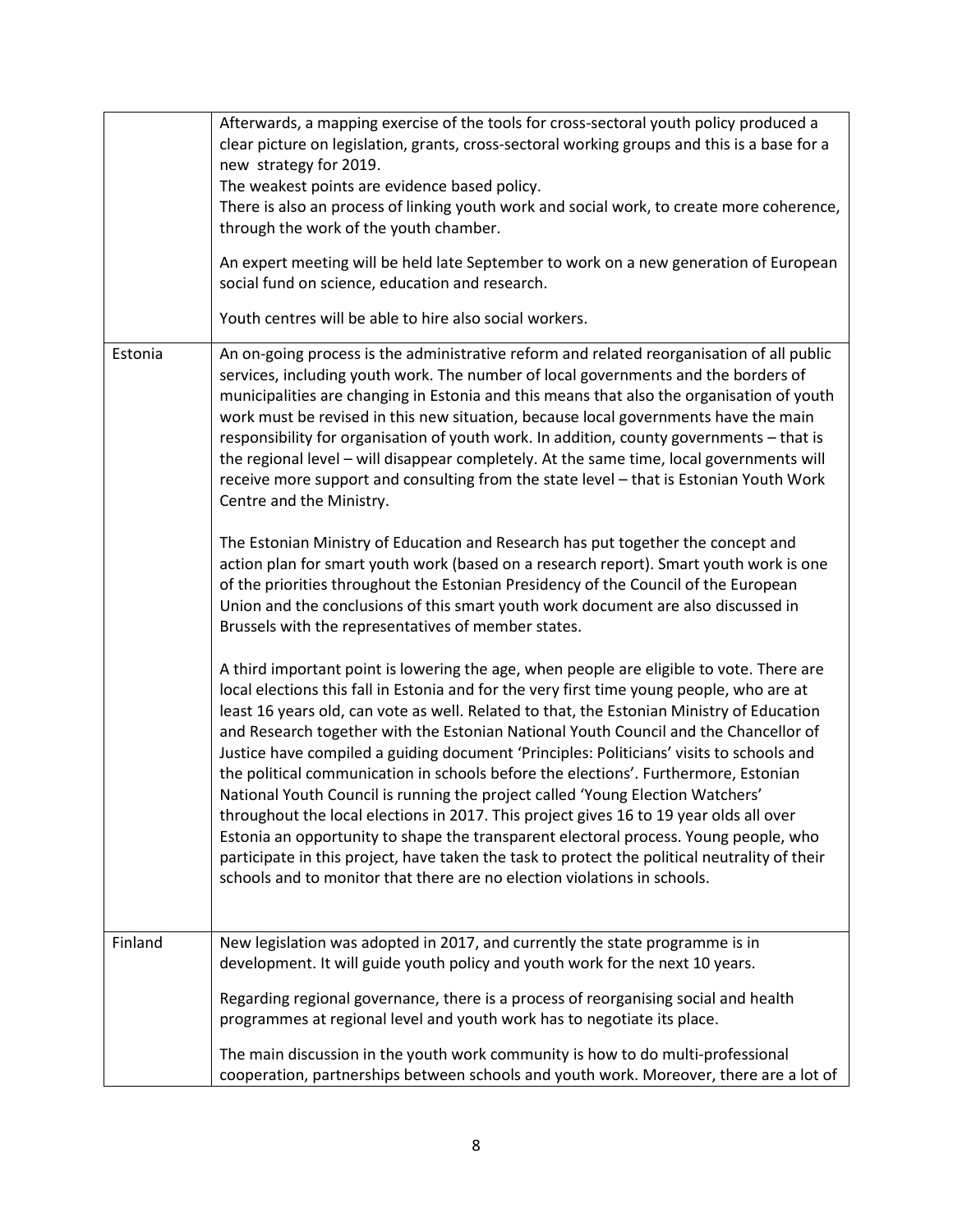| | |
|---|---|
| | Afterwards, a mapping exercise of the tools for cross-sectoral youth policy produced a clear picture on legislation, grants, cross-sectoral working groups and this is a base for a new strategy for 2019.<br>The weakest points are evidence based policy.<br>There is also an process of linking youth work and social work, to create more coherence, through the work of the youth chamber.<br><br>An expert meeting will be held late September to work on a new generation of European social fund on science, education and research.<br><br>Youth centres will be able to hire also social workers. |
| Estonia | An on-going process is the administrative reform and related reorganisation of all public services, including youth work. The number of local governments and the borders of municipalities are changing in Estonia and this means that also the organisation of youth work must be revised in this new situation, because local governments have the main responsibility for organisation of youth work. In addition, county governments – that is the regional level – will disappear completely. At the same time, local governments will receive more support and consulting from the state level – that is Estonian Youth Work Centre and the Ministry.<br><br>The Estonian Ministry of Education and Research has put together the concept and action plan for smart youth work (based on a research report). Smart youth work is one of the priorities throughout the Estonian Presidency of the Council of the European Union and the conclusions of this smart youth work document are also discussed in Brussels with the representatives of member states.<br><br>A third important point is lowering the age, when people are eligible to vote. There are local elections this fall in Estonia and for the very first time young people, who are at least 16 years old, can vote as well. Related to that, the Estonian Ministry of Education and Research together with the Estonian National Youth Council and the Chancellor of Justice have compiled a guiding document 'Principles: Politicians' visits to schools and the political communication in schools before the elections'. Furthermore, Estonian National Youth Council is running the project called 'Young Election Watchers' throughout the local elections in 2017. This project gives 16 to 19 year olds all over Estonia an opportunity to shape the transparent electoral process. Young people, who participate in this project, have taken the task to protect the political neutrality of their schools and to monitor that there are no election violations in schools. |
| Finland | New legislation was adopted in 2017, and currently the state programme is in development. It will guide youth policy and youth work for the next 10 years.<br><br>Regarding regional governance, there is a process of reorganising social and health programmes at regional level and youth work has to negotiate its place.<br><br>The main discussion in the youth work community is how to do multi-professional cooperation, partnerships between schools and youth work. Moreover, there are a lot of |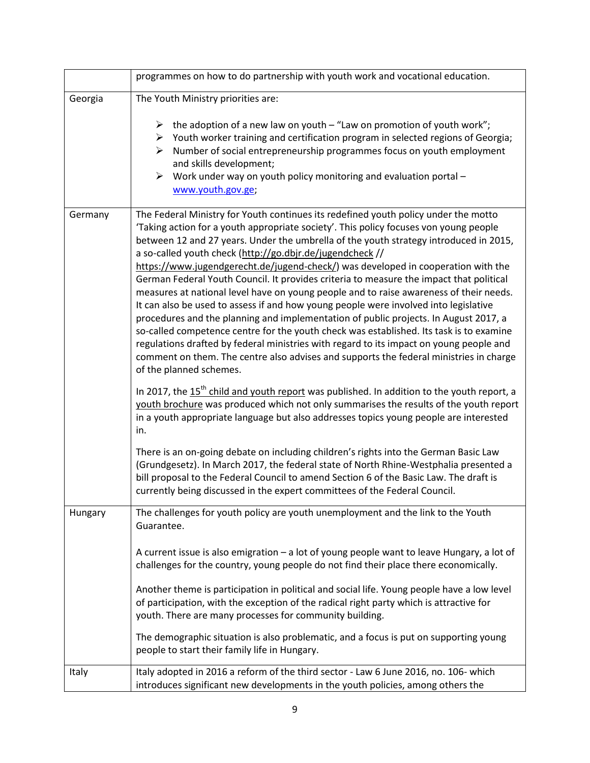| | |
|---|---|
| | programmes on how to do partnership with youth work and vocational education. |
| Georgia | The Youth Ministry priorities are:<br><br>➢ the adoption of a new law on youth – "Law on promotion of youth work";<br>➢ Youth worker training and certification program in selected regions of Georgia;<br>➢ Number of social entrepreneurship programmes focus on youth employment and skills development;<br>➢ Work under way on youth policy monitoring and evaluation portal – www.youth.gov.ge; |
| Germany | The Federal Ministry for Youth continues its redefined youth policy under the motto 'Taking action for a youth appropriate society'. This policy focuses von young people between 12 and 27 years. Under the umbrella of the youth strategy introduced in 2015, a so-called youth check (http://go.dbjr.de/jugendcheck // https://www.jugendgerecht.de/jugend-check/) was developed in cooperation with the German Federal Youth Council. It provides criteria to measure the impact that political measures at national level have on young people and to raise awareness of their needs. It can also be used to assess if and how young people were involved into legislative procedures and the planning and implementation of public projects. In August 2017, a so-called competence centre for the youth check was established. Its task is to examine regulations drafted by federal ministries with regard to its impact on young people and comment on them. The centre also advises and supports the federal ministries in charge of the planned schemes.<br><br>In 2017, the 15th child and youth report was published. In addition to the youth report, a youth brochure was produced which not only summarises the results of the youth report in a youth appropriate language but also addresses topics young people are interested in.<br><br>There is an on-going debate on including children's rights into the German Basic Law (Grundgesetz). In March 2017, the federal state of North Rhine-Westphalia presented a bill proposal to the Federal Council to amend Section 6 of the Basic Law. The draft is currently being discussed in the expert committees of the Federal Council. |
| Hungary | The challenges for youth policy are youth unemployment and the link to the Youth Guarantee.<br><br>A current issue is also emigration – a lot of young people want to leave Hungary, a lot of challenges for the country, young people do not find their place there economically.<br><br>Another theme is participation in political and social life. Young people have a low level of participation, with the exception of the radical right party which is attractive for youth. There are many processes for community building.<br><br>The demographic situation is also problematic, and a focus is put on supporting young people to start their family life in Hungary. |
| Italy | Italy adopted in 2016 a reform of the third sector - Law 6 June 2016, no. 106- which introduces significant new developments in the youth policies, among others the |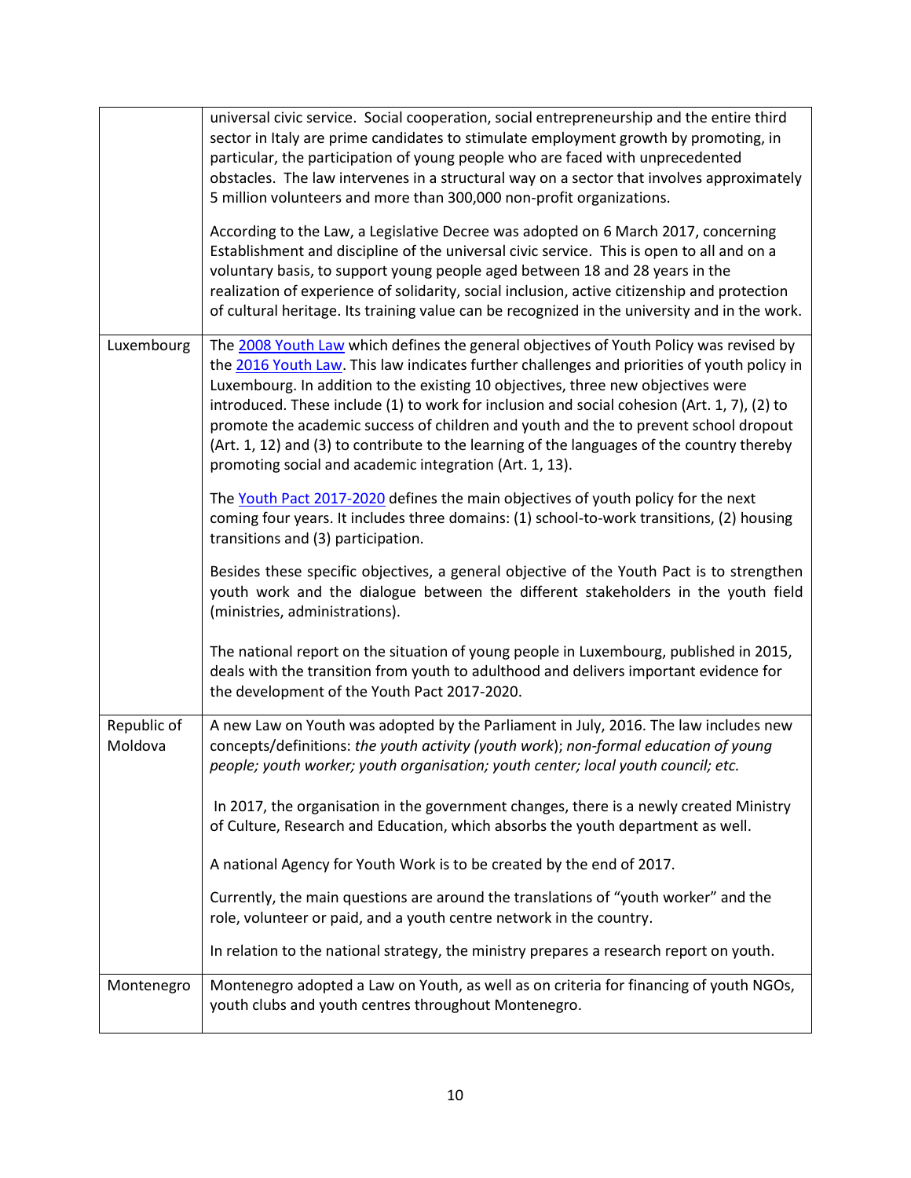| | |
|---|---|
| | universal civic service. Social cooperation, social entrepreneurship and the entire third sector in Italy are prime candidates to stimulate employment growth by promoting, in particular, the participation of young people who are faced with unprecedented obstacles. The law intervenes in a structural way on a sector that involves approximately 5 million volunteers and more than 300,000 non-profit organizations.<br><br>According to the Law, a Legislative Decree was adopted on 6 March 2017, concerning Establishment and discipline of the universal civic service. This is open to all and on a voluntary basis, to support young people aged between 18 and 28 years in the realization of experience of solidarity, social inclusion, active citizenship and protection of cultural heritage. Its training value can be recognized in the university and in the work. |
| Luxembourg | The 2008 Youth Law which defines the general objectives of Youth Policy was revised by the 2016 Youth Law. This law indicates further challenges and priorities of youth policy in Luxembourg. In addition to the existing 10 objectives, three new objectives were introduced. These include (1) to work for inclusion and social cohesion (Art. 1, 7), (2) to promote the academic success of children and youth and the to prevent school dropout (Art. 1, 12) and (3) to contribute to the learning of the languages of the country thereby promoting social and academic integration (Art. 1, 13).<br><br>The Youth Pact 2017-2020 defines the main objectives of youth policy for the next coming four years. It includes three domains: (1) school-to-work transitions, (2) housing transitions and (3) participation.<br><br>Besides these specific objectives, a general objective of the Youth Pact is to strengthen youth work and the dialogue between the different stakeholders in the youth field (ministries, administrations).<br><br>The national report on the situation of young people in Luxembourg, published in 2015, deals with the transition from youth to adulthood and delivers important evidence for the development of the Youth Pact 2017-2020. |
| Republic of Moldova | A new Law on Youth was adopted by the Parliament in July, 2016. The law includes new concepts/definitions: *the youth activity (youth work)*; *non-formal education of young people; youth worker; youth organisation; youth center; local youth council; etc.*<br><br>In 2017, the organisation in the government changes, there is a newly created Ministry of Culture, Research and Education, which absorbs the youth department as well.<br><br>A national Agency for Youth Work is to be created by the end of 2017.<br><br>Currently, the main questions are around the translations of "youth worker" and the role, volunteer or paid, and a youth centre network in the country.<br><br>In relation to the national strategy, the ministry prepares a research report on youth. |
| Montenegro | Montenegro adopted a Law on Youth, as well as on criteria for financing of youth NGOs, youth clubs and youth centres throughout Montenegro. |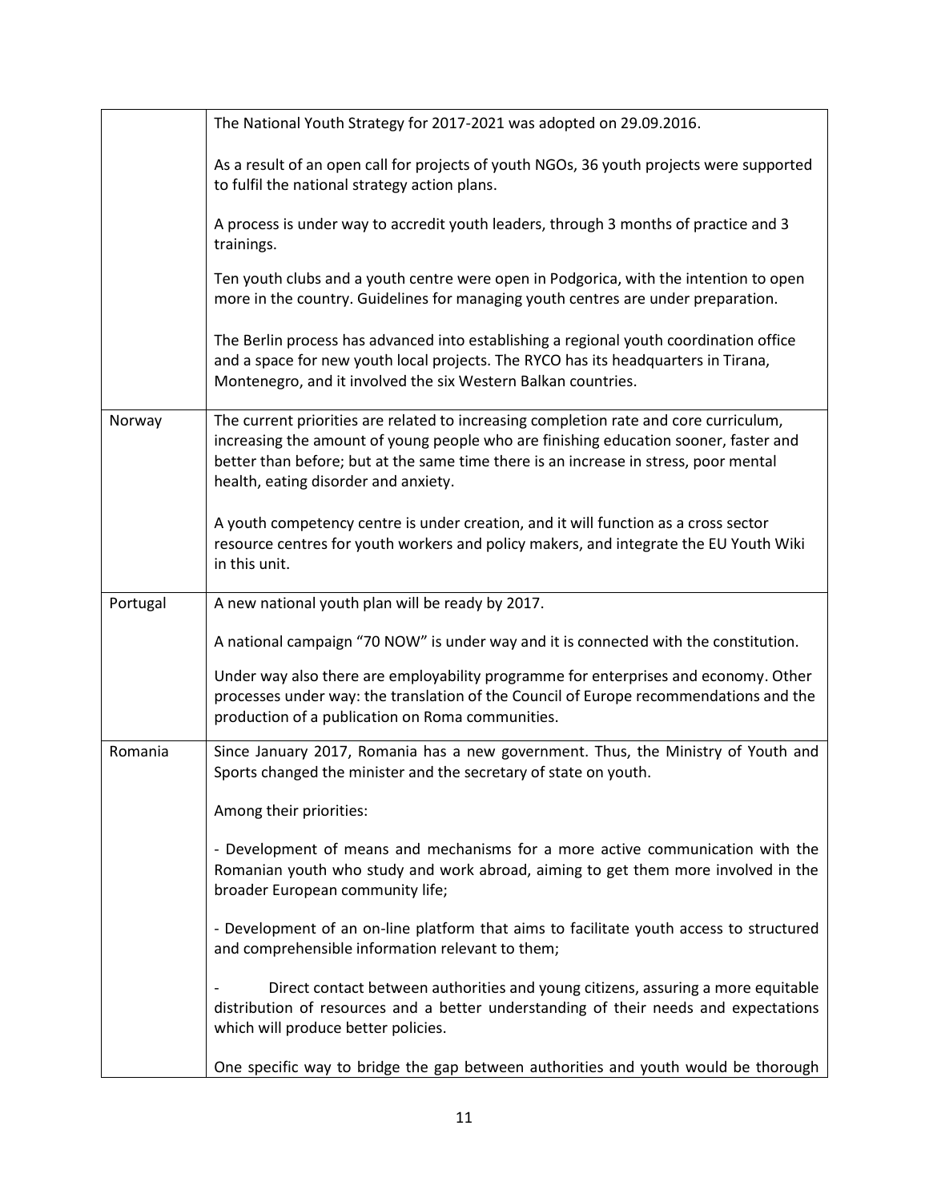| | |
|---|---|
| | The National Youth Strategy for 2017-2021 was adopted on 29.09.2016.<br><br>As a result of an open call for projects of youth NGOs, 36 youth projects were supported to fulfil the national strategy action plans.<br><br>A process is under way to accredit youth leaders, through 3 months of practice and 3 trainings.<br><br>Ten youth clubs and a youth centre were open in Podgorica, with the intention to open more in the country. Guidelines for managing youth centres are under preparation.<br><br>The Berlin process has advanced into establishing a regional youth coordination office and a space for new youth local projects. The RYCO has its headquarters in Tirana, Montenegro, and it involved the six Western Balkan countries. |
| Norway | The current priorities are related to increasing completion rate and core curriculum, increasing the amount of young people who are finishing education sooner, faster and better than before; but at the same time there is an increase in stress, poor mental health, eating disorder and anxiety.<br><br>A youth competency centre is under creation, and it will function as a cross sector resource centres for youth workers and policy makers, and integrate the EU Youth Wiki in this unit. |
| Portugal | A new national youth plan will be ready by 2017.<br><br>A national campaign "70 NOW" is under way and it is connected with the constitution.<br><br>Under way also there are employability programme for enterprises and economy. Other processes under way: the translation of the Council of Europe recommendations and the production of a publication on Roma communities. |
| Romania | Since January 2017, Romania has a new government. Thus, the Ministry of Youth and Sports changed the minister and the secretary of state on youth.<br><br>Among their priorities:<br><br>- Development of means and mechanisms for a more active communication with the Romanian youth who study and work abroad, aiming to get them more involved in the broader European community life;<br><br>- Development of an on-line platform that aims to facilitate youth access to structured and comprehensible information relevant to them;<br><br>- Direct contact between authorities and young citizens, assuring a more equitable distribution of resources and a better understanding of their needs and expectations which will produce better policies.<br><br>One specific way to bridge the gap between authorities and youth would be thorough |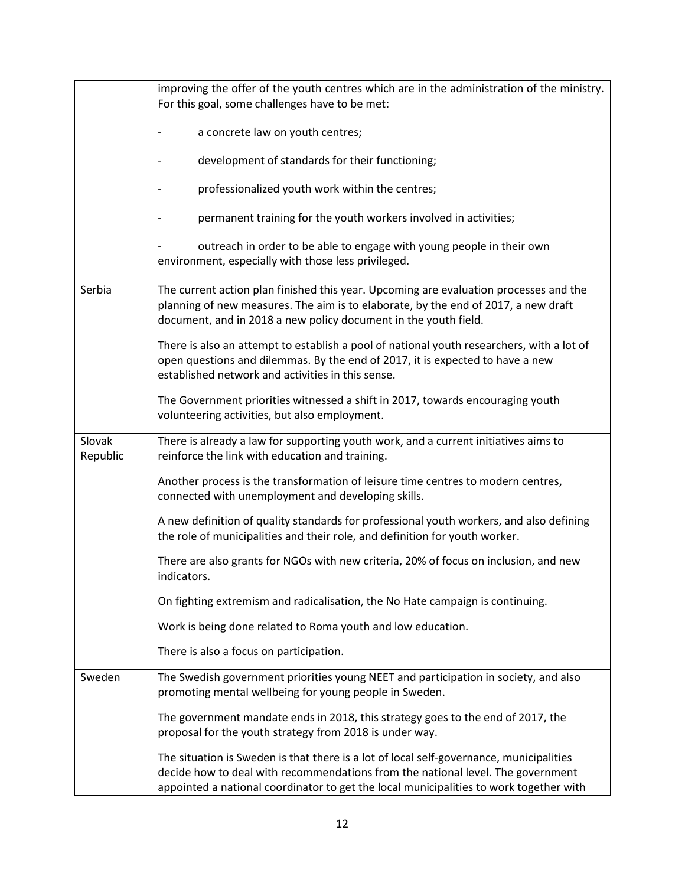| | |
|---|---|
| | improving the offer of the youth centres which are in the administration of the ministry. For this goal, some challenges have to be met:<br><br>- a concrete law on youth centres;<br>- development of standards for their functioning;<br>- professionalized youth work within the centres;<br>- permanent training for the youth workers involved in activities;<br>- outreach in order to be able to engage with young people in their own environment, especially with those less privileged. |
| Serbia | The current action plan finished this year. Upcoming are evaluation processes and the planning of new measures. The aim is to elaborate, by the end of 2017, a new draft document, and in 2018 a new policy document in the youth field.<br><br>There is also an attempt to establish a pool of national youth researchers, with a lot of open questions and dilemmas. By the end of 2017, it is expected to have a new established network and activities in this sense.<br><br>The Government priorities witnessed a shift in 2017, towards encouraging youth volunteering activities, but also employment. |
| Slovak Republic | There is already a law for supporting youth work, and a current initiatives aims to reinforce the link with education and training.<br><br>Another process is the transformation of leisure time centres to modern centres, connected with unemployment and developing skills.<br><br>A new definition of quality standards for professional youth workers, and also defining the role of municipalities and their role, and definition for youth worker.<br><br>There are also grants for NGOs with new criteria, 20% of focus on inclusion, and new indicators.<br><br>On fighting extremism and radicalisation, the No Hate campaign is continuing.<br><br>Work is being done related to Roma youth and low education.<br><br>There is also a focus on participation. |
| Sweden | The Swedish government priorities young NEET and participation in society, and also promoting mental wellbeing for young people in Sweden.<br><br>The government mandate ends in 2018, this strategy goes to the end of 2017, the proposal for the youth strategy from 2018 is under way.<br><br>The situation is Sweden is that there is a lot of local self-governance, municipalities decide how to deal with recommendations from the national level. The government appointed a national coordinator to get the local municipalities to work together with |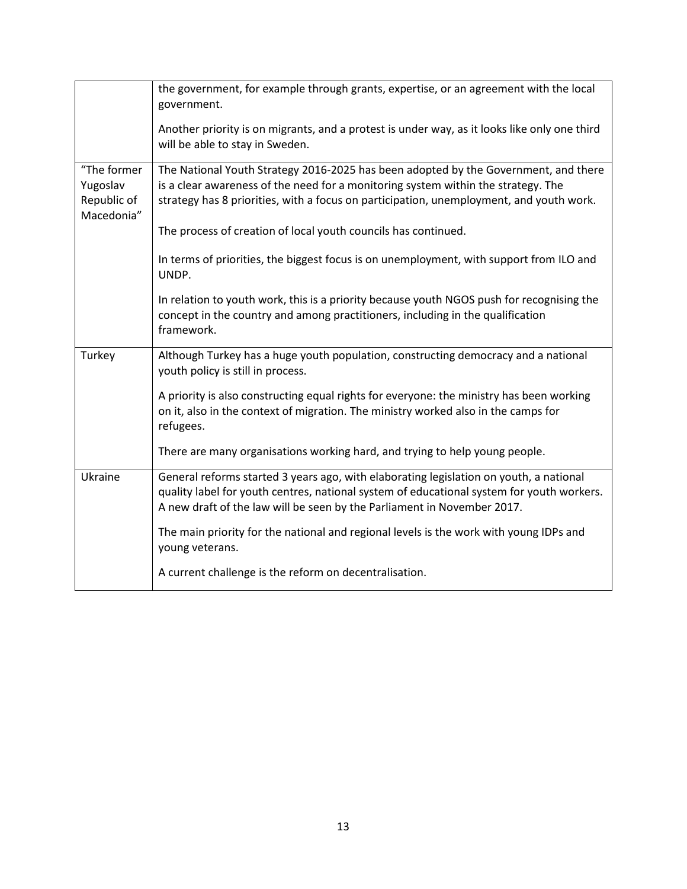| | |
|---|---|
| | the government, for example through grants, expertise, or an agreement with the local government.<br><br>Another priority is on migrants, and a protest is under way, as it looks like only one third will be able to stay in Sweden. |
| "The former Yugoslav Republic of Macedonia" | The National Youth Strategy 2016-2025 has been adopted by the Government, and there is a clear awareness of the need for a monitoring system within the strategy. The strategy has 8 priorities, with a focus on participation, unemployment, and youth work.<br><br>The process of creation of local youth councils has continued.<br><br>In terms of priorities, the biggest focus is on unemployment, with support from ILO and UNDP.<br><br>In relation to youth work, this is a priority because youth NGOS push for recognising the concept in the country and among practitioners, including in the qualification framework. |
| Turkey | Although Turkey has a huge youth population, constructing democracy and a national youth policy is still in process.<br><br>A priority is also constructing equal rights for everyone: the ministry has been working on it, also in the context of migration. The ministry worked also in the camps for refugees.<br><br>There are many organisations working hard, and trying to help young people. |
| Ukraine | General reforms started 3 years ago, with elaborating legislation on youth, a national quality label for youth centres, national system of educational system for youth workers. A new draft of the law will be seen by the Parliament in November 2017.<br><br>The main priority for the national and regional levels is the work with young IDPs and young veterans.<br><br>A current challenge is the reform on decentralisation. |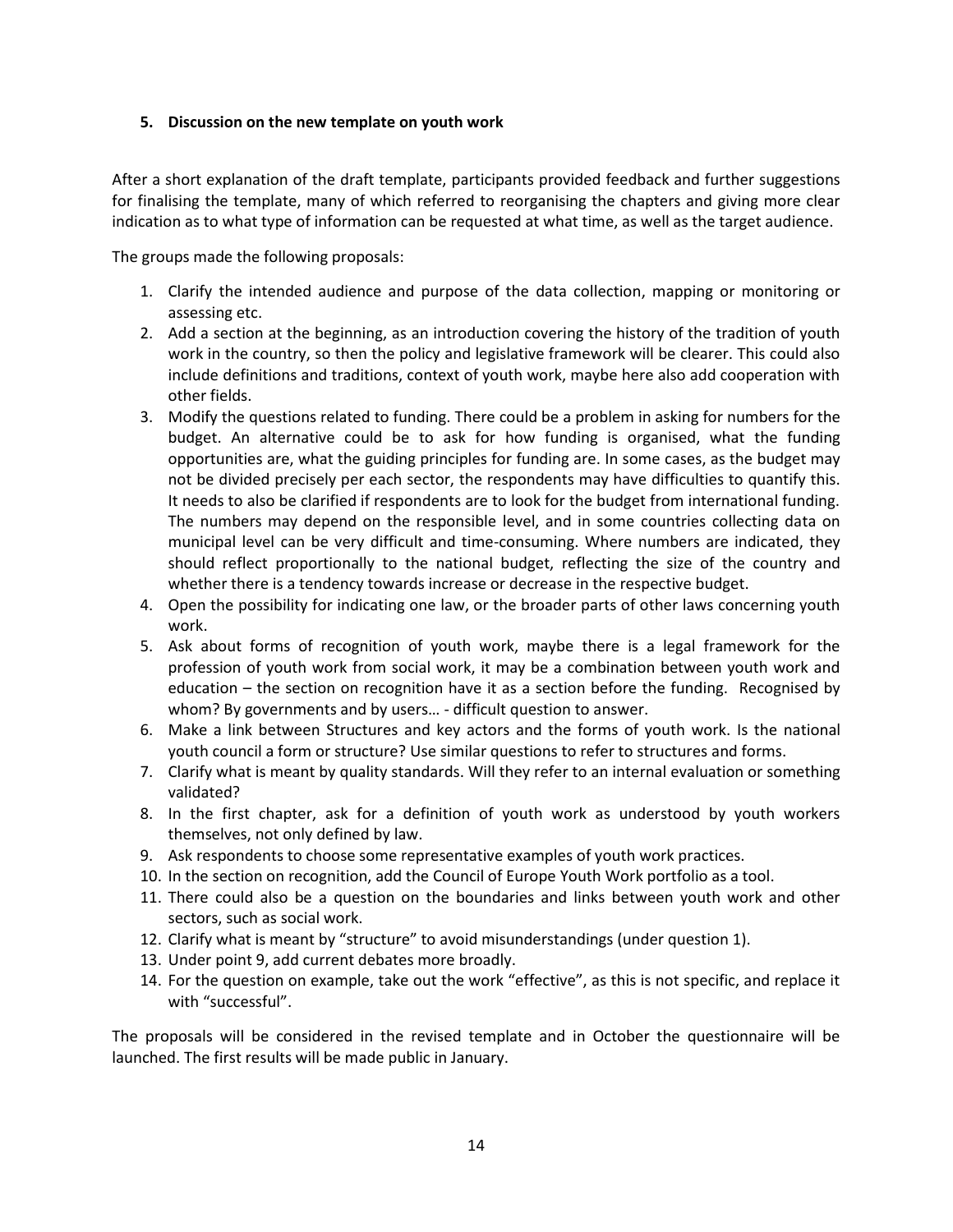**5. Discussion on the new template on youth work**

After a short explanation of the draft template, participants provided feedback and further suggestions for finalising the template, many of which referred to reorganising the chapters and giving more clear indication as to what type of information can be requested at what time, as well as the target audience.

The groups made the following proposals:

1. Clarify the intended audience and purpose of the data collection, mapping or monitoring or assessing etc.
2. Add a section at the beginning, as an introduction covering the history of the tradition of youth work in the country, so then the policy and legislative framework will be clearer. This could also include definitions and traditions, context of youth work, maybe here also add cooperation with other fields.
3. Modify the questions related to funding. There could be a problem in asking for numbers for the budget. An alternative could be to ask for how funding is organised, what the funding opportunities are, what the guiding principles for funding are. In some cases, as the budget may not be divided precisely per each sector, the respondents may have difficulties to quantify this. It needs to also be clarified if respondents are to look for the budget from international funding. The numbers may depend on the responsible level, and in some countries collecting data on municipal level can be very difficult and time-consuming. Where numbers are indicated, they should reflect proportionally to the national budget, reflecting the size of the country and whether there is a tendency towards increase or decrease in the respective budget.
4. Open the possibility for indicating one law, or the broader parts of other laws concerning youth work.
5. Ask about forms of recognition of youth work, maybe there is a legal framework for the profession of youth work from social work, it may be a combination between youth work and education – the section on recognition have it as a section before the funding. Recognised by whom? By governments and by users… - difficult question to answer.
6. Make a link between Structures and key actors and the forms of youth work. Is the national youth council a form or structure? Use similar questions to refer to structures and forms.
7. Clarify what is meant by quality standards. Will they refer to an internal evaluation or something validated?
8. In the first chapter, ask for a definition of youth work as understood by youth workers themselves, not only defined by law.
9. Ask respondents to choose some representative examples of youth work practices.
10. In the section on recognition, add the Council of Europe Youth Work portfolio as a tool.
11. There could also be a question on the boundaries and links between youth work and other sectors, such as social work.
12. Clarify what is meant by "structure" to avoid misunderstandings (under question 1).
13. Under point 9, add current debates more broadly.
14. For the question on example, take out the work "effective", as this is not specific, and replace it with "successful".

The proposals will be considered in the revised template and in October the questionnaire will be launched. The first results will be made public in January.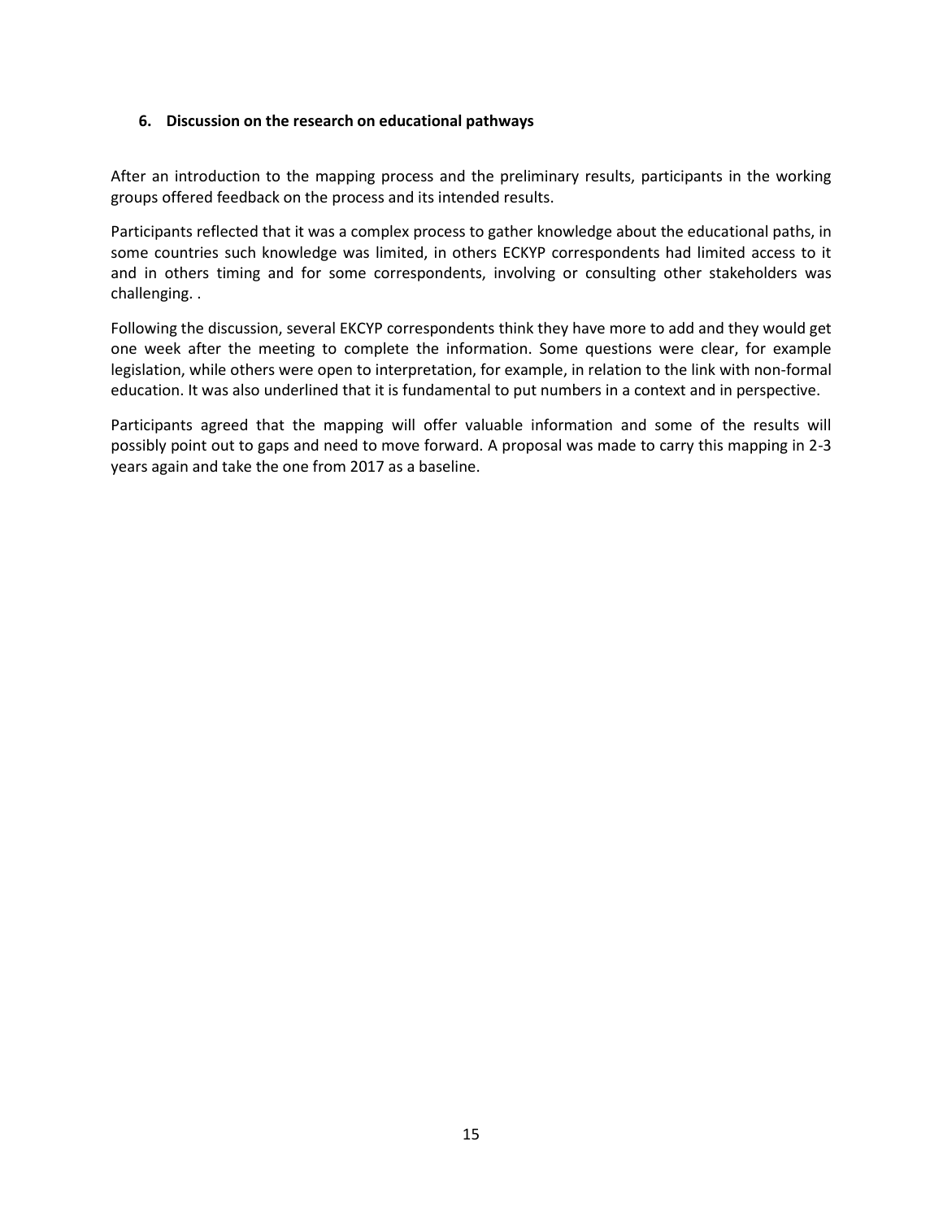### 6. Discussion on the research on educational pathways

After an introduction to the mapping process and the preliminary results, participants in the working groups offered feedback on the process and its intended results.

Participants reflected that it was a complex process to gather knowledge about the educational paths, in some countries such knowledge was limited, in others ECKYP correspondents had limited access to it and in others timing and for some correspondents, involving or consulting other stakeholders was challenging. .

Following the discussion, several EKCYP correspondents think they have more to add and they would get one week after the meeting to complete the information. Some questions were clear, for example legislation, while others were open to interpretation, for example, in relation to the link with non-formal education. It was also underlined that it is fundamental to put numbers in a context and in perspective.

Participants agreed that the mapping will offer valuable information and some of the results will possibly point out to gaps and need to move forward. A proposal was made to carry this mapping in 2-3 years again and take the one from 2017 as a baseline.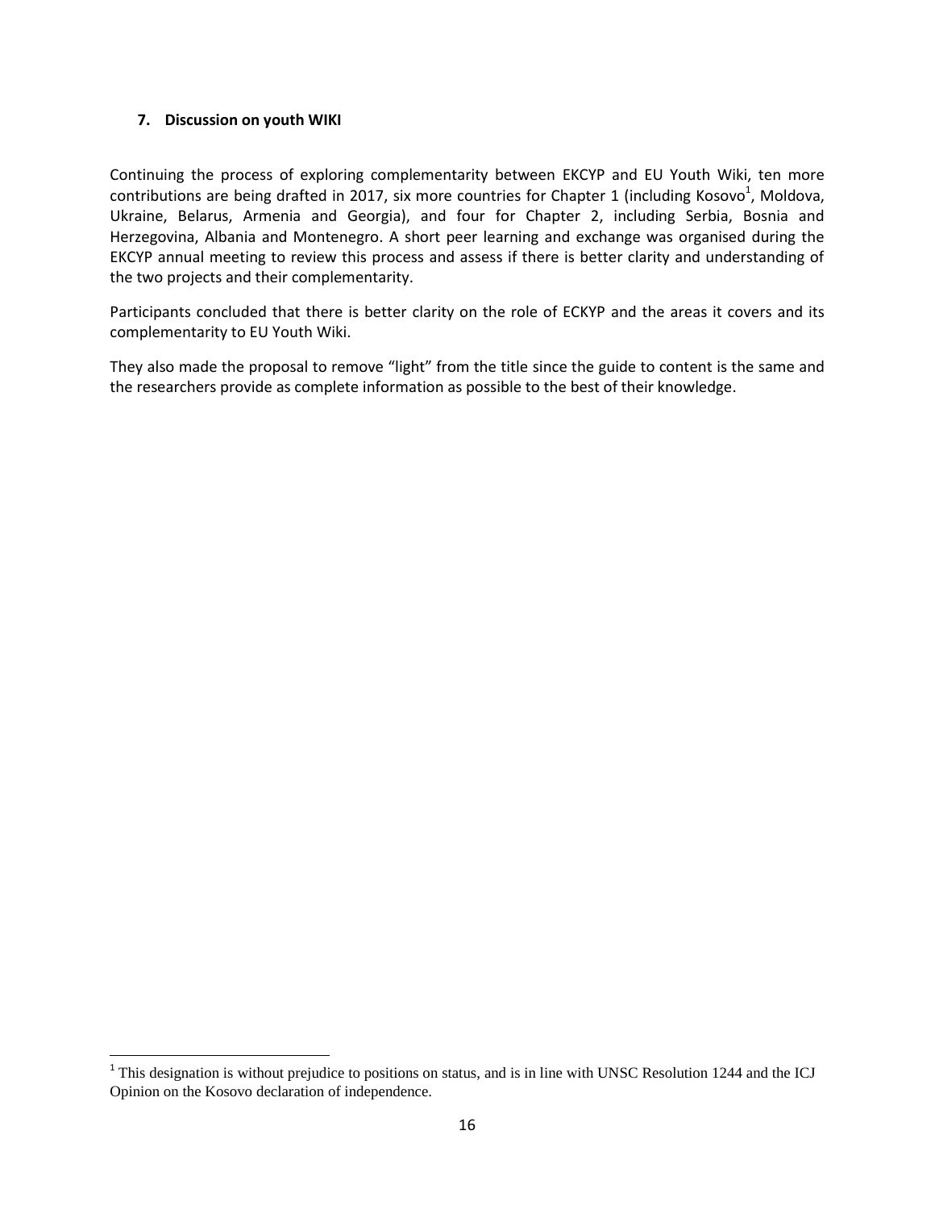### 7. Discussion on youth WIKI

Continuing the process of exploring complementarity between EKCYP and EU Youth Wiki, ten more contributions are being drafted in 2017, six more countries for Chapter 1 (including Kosovo[1], Moldova, Ukraine, Belarus, Armenia and Georgia), and four for Chapter 2, including Serbia, Bosnia and Herzegovina, Albania and Montenegro. A short peer learning and exchange was organised during the EKCYP annual meeting to review this process and assess if there is better clarity and understanding of the two projects and their complementarity.

Participants concluded that there is better clarity on the role of ECKYP and the areas it covers and its complementarity to EU Youth Wiki.

They also made the proposal to remove "light" from the title since the guide to content is the same and the researchers provide as complete information as possible to the best of their knowledge.

---

[1] This designation is without prejudice to positions on status, and is in line with UNSC Resolution 1244 and the ICJ Opinion on the Kosovo declaration of independence.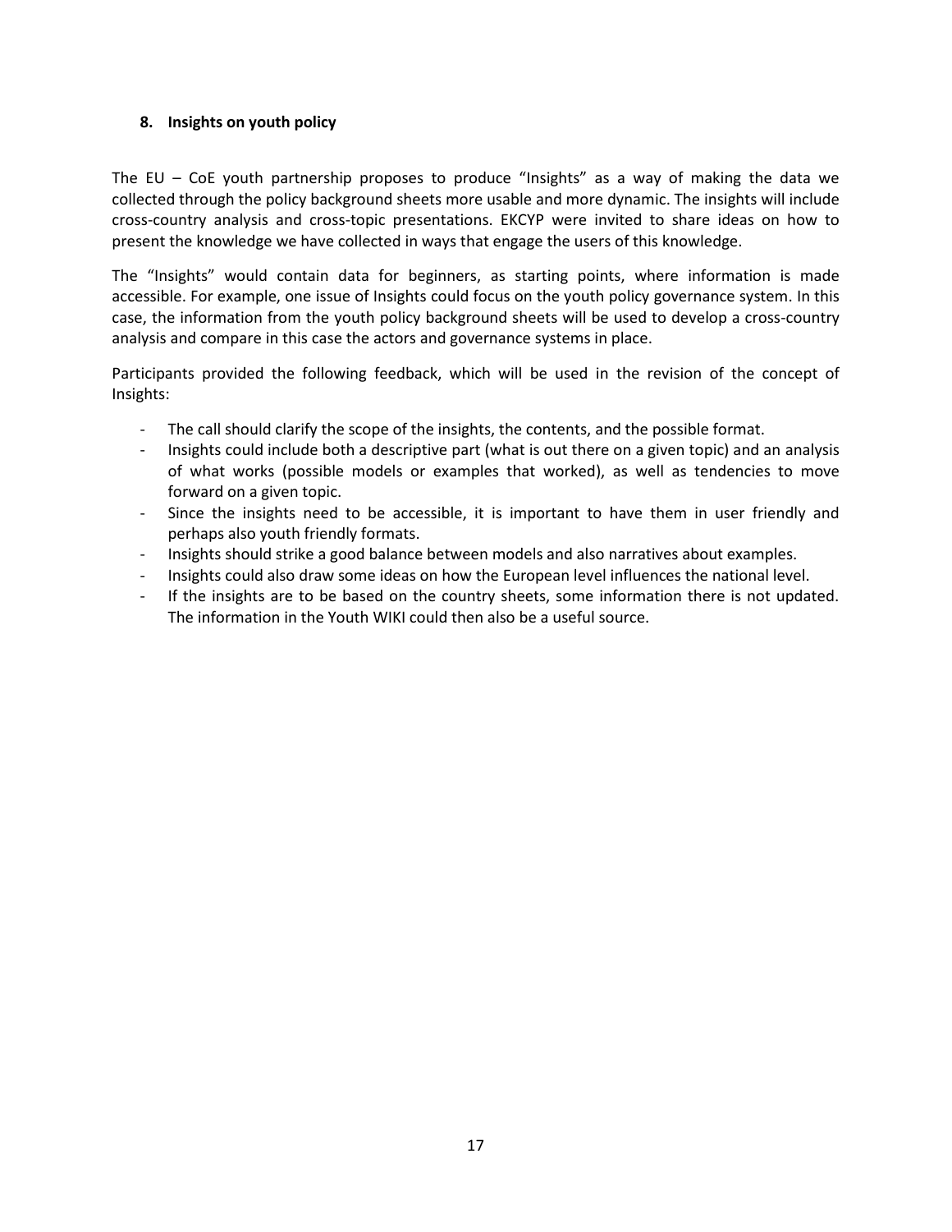## 8. Insights on youth policy

The EU – CoE youth partnership proposes to produce "Insights" as a way of making the data we collected through the policy background sheets more usable and more dynamic. The insights will include cross-country analysis and cross-topic presentations. EKCYP were invited to share ideas on how to present the knowledge we have collected in ways that engage the users of this knowledge.

The "Insights" would contain data for beginners, as starting points, where information is made accessible. For example, one issue of Insights could focus on the youth policy governance system. In this case, the information from the youth policy background sheets will be used to develop a cross-country analysis and compare in this case the actors and governance systems in place.

Participants provided the following feedback, which will be used in the revision of the concept of Insights:

- The call should clarify the scope of the insights, the contents, and the possible format.
- Insights could include both a descriptive part (what is out there on a given topic) and an analysis of what works (possible models or examples that worked), as well as tendencies to move forward on a given topic.
- Since the insights need to be accessible, it is important to have them in user friendly and perhaps also youth friendly formats.
- Insights should strike a good balance between models and also narratives about examples.
- Insights could also draw some ideas on how the European level influences the national level.
- If the insights are to be based on the country sheets, some information there is not updated. The information in the Youth WIKI could then also be a useful source.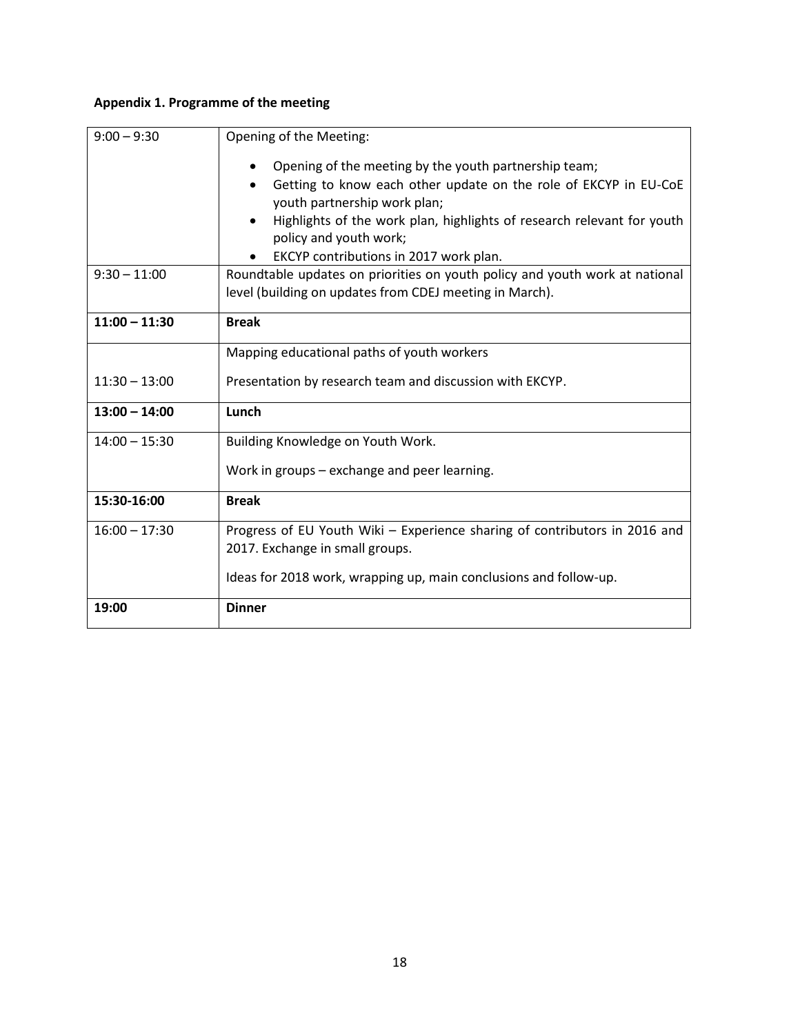**Appendix 1. Programme of the meeting**

| | |
|---|---|
| 9:00 – 9:30 | Opening of the Meeting:<br>• Opening of the meeting by the youth partnership team;<br>• Getting to know each other update on the role of EKCYP in EU-CoE youth partnership work plan;<br>• Highlights of the work plan, highlights of research relevant for youth policy and youth work;<br>• EKCYP contributions in 2017 work plan. |
| 9:30 – 11:00 | Roundtable updates on priorities on youth policy and youth work at national level (building on updates from CDEJ meeting in March). |
| **11:00 – 11:30** | **Break** |
| 11:30 – 13:00 | Mapping educational paths of youth workers<br>Presentation by research team and discussion with EKCYP. |
| **13:00 – 14:00** | **Lunch** |
| 14:00 – 15:30 | Building Knowledge on Youth Work.<br>Work in groups – exchange and peer learning. |
| **15:30-16:00** | **Break** |
| 16:00 – 17:30 | Progress of EU Youth Wiki – Experience sharing of contributors in 2016 and 2017. Exchange in small groups.<br>Ideas for 2018 work, wrapping up, main conclusions and follow-up. |
| **19:00** | **Dinner** |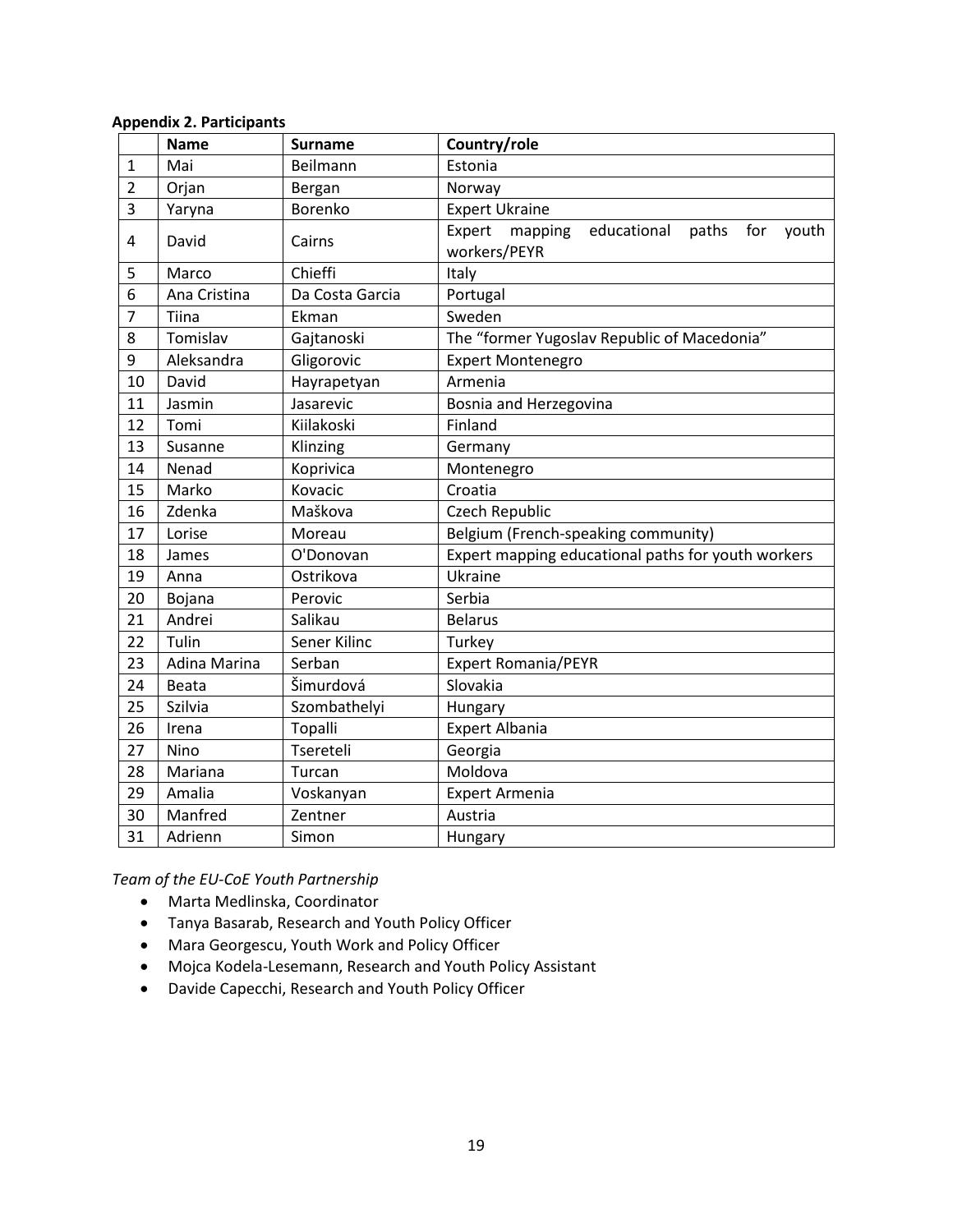**Appendix 2. Participants**

| | Name | Surname | Country/role |
|---|---|---|---|
| 1 | Mai | Beilmann | Estonia |
| 2 | Orjan | Bergan | Norway |
| 3 | Yaryna | Borenko | Expert Ukraine |
| 4 | David | Cairns | Expert mapping educational paths for youth workers/PEYR |
| 5 | Marco | Chieffi | Italy |
| 6 | Ana Cristina | Da Costa Garcia | Portugal |
| 7 | Tiina | Ekman | Sweden |
| 8 | Tomislav | Gajtanoski | The “former Yugoslav Republic of Macedonia” |
| 9 | Aleksandra | Gligorovic | Expert Montenegro |
| 10 | David | Hayrapetyan | Armenia |
| 11 | Jasmin | Jasarevic | Bosnia and Herzegovina |
| 12 | Tomi | Kiilakoski | Finland |
| 13 | Susanne | Klinzing | Germany |
| 14 | Nenad | Koprivica | Montenegro |
| 15 | Marko | Kovacic | Croatia |
| 16 | Zdenka | Maškova | Czech Republic |
| 17 | Lorise | Moreau | Belgium (French-speaking community) |
| 18 | James | O'Donovan | Expert mapping educational paths for youth workers |
| 19 | Anna | Ostrikova | Ukraine |
| 20 | Bojana | Perovic | Serbia |
| 21 | Andrei | Salikau | Belarus |
| 22 | Tulin | Sener Kilinc | Turkey |
| 23 | Adina Marina | Serban | Expert Romania/PEYR |
| 24 | Beata | Šimurdová | Slovakia |
| 25 | Szilvia | Szombathelyi | Hungary |
| 26 | Irena | Topalli | Expert Albania |
| 27 | Nino | Tsereteli | Georgia |
| 28 | Mariana | Turcan | Moldova |
| 29 | Amalia | Voskanyan | Expert Armenia |
| 30 | Manfred | Zentner | Austria |
| 31 | Adrienn | Simon | Hungary |

*Team of the EU-CoE Youth Partnership*

- Marta Medlinska, Coordinator
- Tanya Basarab, Research and Youth Policy Officer
- Mara Georgescu, Youth Work and Policy Officer
- Mojca Kodela-Lesemann, Research and Youth Policy Assistant
- Davide Capecchi, Research and Youth Policy Officer